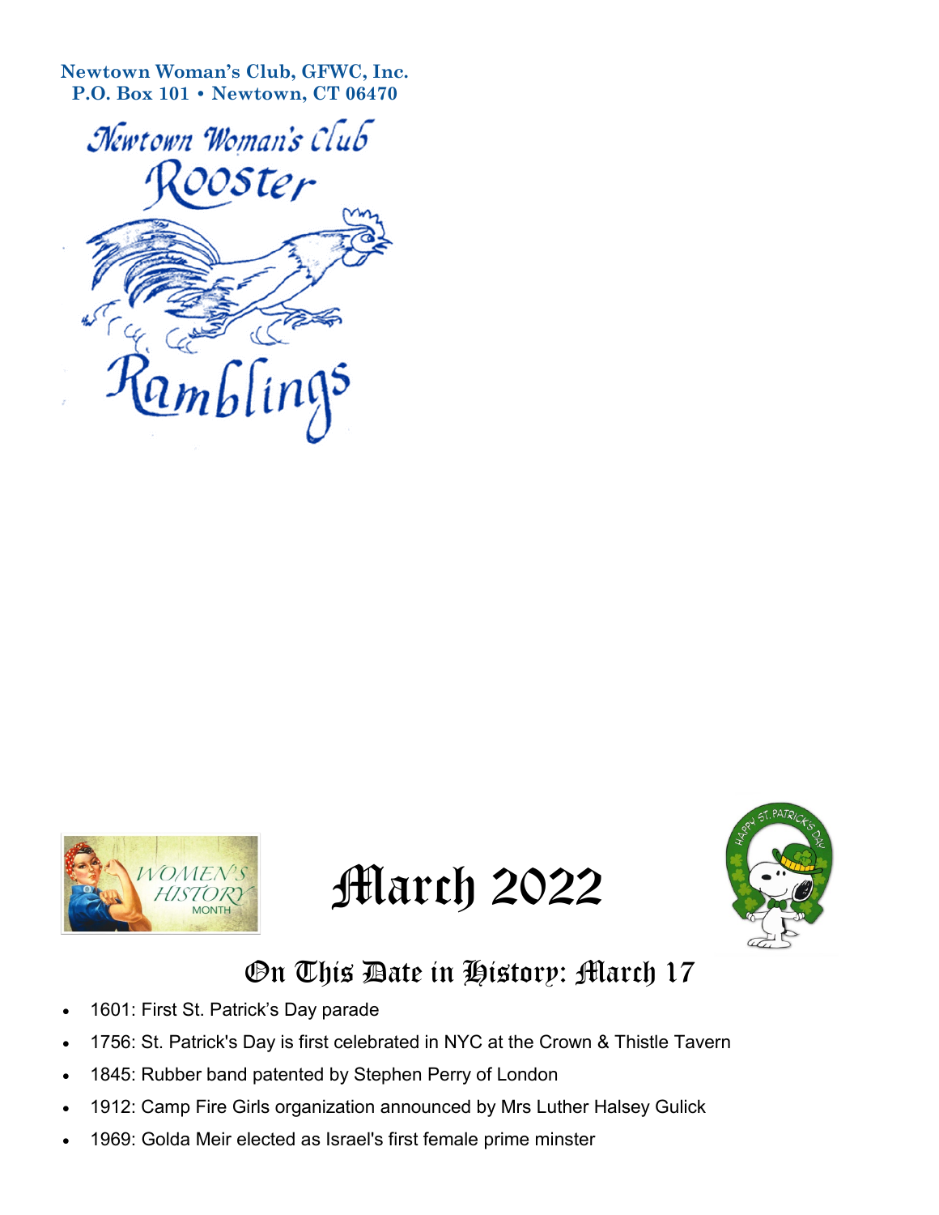**Newtown Woman's Club, GFWC, Inc.**
**P.O. Box 101 • Newtown, CT 06470**

# Newtown Woman's Club Rooster Ramblings

# March 2022

## On This Date in History: March 17

- 1601: First St. Patrick's Day parade
- 1756: St. Patrick's Day is first celebrated in NYC at the Crown & Thistle Tavern
- 1845: Rubber band patented by Stephen Perry of London
- 1912: Camp Fire Girls organization announced by Mrs Luther Halsey Gulick
- 1969: Golda Meir elected as Israel's first female prime minster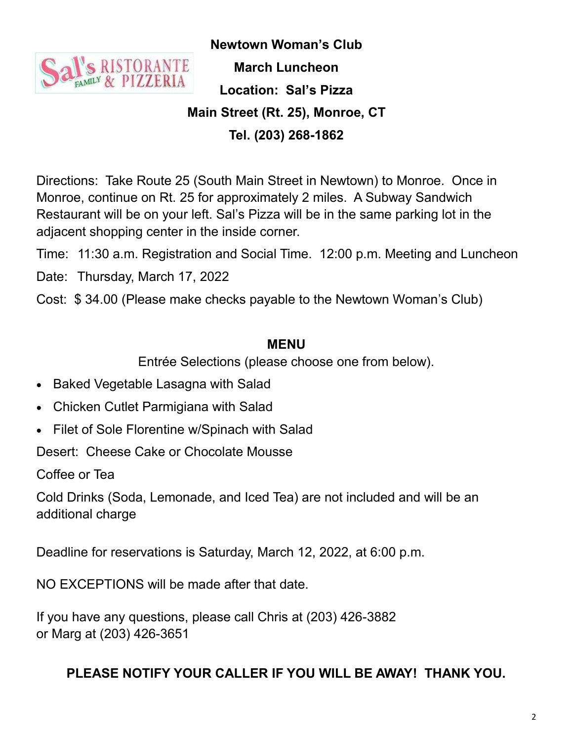**Newtown Woman's Club**

**March Luncheon**

**Location: Sal's Pizza**

**Main Street (Rt. 25), Monroe, CT**

**Tel. (203) 268-1862**

Directions: Take Route 25 (South Main Street in Newtown) to Monroe. Once in Monroe, continue on Rt. 25 for approximately 2 miles. A Subway Sandwich Restaurant will be on your left. Sal's Pizza will be in the same parking lot in the adjacent shopping center in the inside corner.

Time: 11:30 a.m. Registration and Social Time. 12:00 p.m. Meeting and Luncheon

Date: Thursday, March 17, 2022

Cost: $ 34.00 (Please make checks payable to the Newtown Woman's Club)

**MENU**

Entrée Selections (please choose one from below).

- Baked Vegetable Lasagna with Salad
- Chicken Cutlet Parmigiana with Salad
- Filet of Sole Florentine w/Spinach with Salad

Desert: Cheese Cake or Chocolate Mousse

Coffee or Tea

Cold Drinks (Soda, Lemonade, and Iced Tea) are not included and will be an additional charge

Deadline for reservations is Saturday, March 12, 2022, at 6:00 p.m.

NO EXCEPTIONS will be made after that date.

If you have any questions, please call Chris at (203) 426-3882
or Marg at (203) 426-3651

**PLEASE NOTIFY YOUR CALLER IF YOU WILL BE AWAY! THANK YOU.**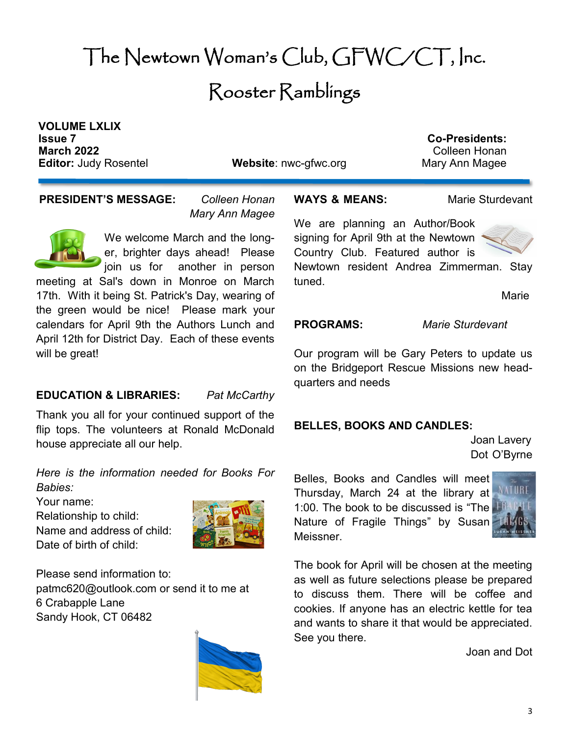# The Newtown Woman's Club, GFWC/CT, Inc.

# Rooster Ramblings

**VOLUME LXLIX**
**Issue 7**
**March 2022**
**Editor:** Judy Rosentel

**Website**: nwc-gfwc.org

**Co-Presidents:**
Colleen Honan
Mary Ann Magee

---

**PRESIDENT'S MESSAGE:** *Colleen Honan*
*Mary Ann Magee*

We welcome March and the longer, brighter days ahead! Please join us for another in person meeting at Sal's down in Monroe on March 17th. With it being St. Patrick's Day, wearing of the green would be nice! Please mark your calendars for April 9th the Authors Lunch and April 12th for District Day. Each of these events will be great!

**EDUCATION & LIBRARIES:** *Pat McCarthy*

Thank you all for your continued support of the flip tops. The volunteers at Ronald McDonald house appreciate all our help.

*Here is the information needed for Books For Babies:*

Your name:
Relationship to child:
Name and address of child:
Date of birth of child:

Please send information to:
patmc620@outlook.com or send it to me at
6 Crabapple Lane
Sandy Hook, CT 06482

**WAYS & MEANS:** Marie Sturdevant

We are planning an Author/Book signing for April 9th at the Newtown Country Club. Featured author is Newtown resident Andrea Zimmerman. Stay tuned.

Marie

**PROGRAMS:** *Marie Sturdevant*

Our program will be Gary Peters to update us on the Bridgeport Rescue Missions new headquarters and needs

**BELLES, BOOKS AND CANDLES:**
Joan Lavery
Dot O'Byrne

Belles, Books and Candles will meet Thursday, March 24 at the library at 1:00. The book to be discussed is "The Nature of Fragile Things" by Susan Meissner.

The book for April will be chosen at the meeting as well as future selections please be prepared to discuss them. There will be coffee and cookies. If anyone has an electric kettle for tea and wants to share it that would be appreciated. See you there.

Joan and Dot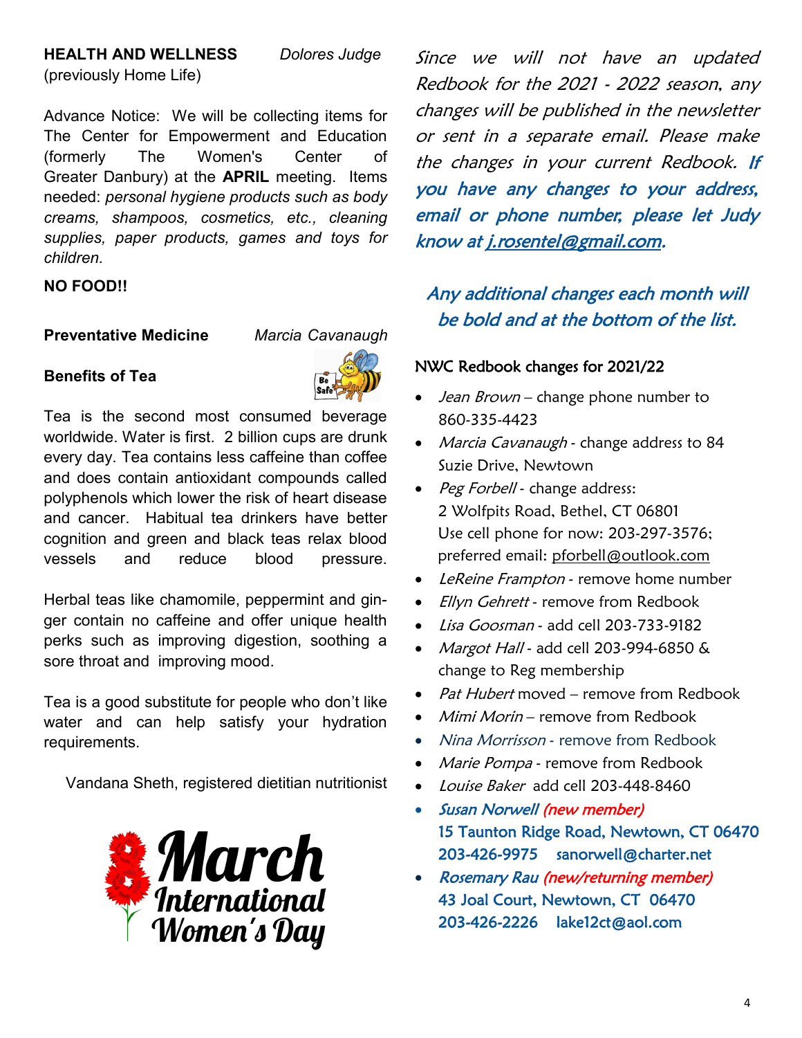**HEALTH AND WELLNESS** *Dolores Judge*
(previously Home Life)

Advance Notice: We will be collecting items for The Center for Empowerment and Education (formerly The Women's Center of Greater Danbury) at the **APRIL** meeting. Items needed: *personal hygiene products such as body creams, shampoos, cosmetics, etc., cleaning supplies, paper products, games and toys for children.*

**NO FOOD!!**

**Preventative Medicine** *Marcia Cavanaugh*

**Benefits of Tea**

Tea is the second most consumed beverage worldwide. Water is first. 2 billion cups are drunk every day. Tea contains less caffeine than coffee and does contain antioxidant compounds called polyphenols which lower the risk of heart disease and cancer. Habitual tea drinkers have better cognition and green and black teas relax blood vessels and reduce blood pressure.

Herbal teas like chamomile, peppermint and ginger contain no caffeine and offer unique health perks such as improving digestion, soothing a sore throat and improving mood.

Tea is a good substitute for people who don't like water and can help satisfy your hydration requirements.

Vandana Sheth, registered dietitian nutritionist

March International Women's Day

*Since we will not have an updated Redbook for the 2021 - 2022 season, any changes will be published in the newsletter or sent in a separate email. Please make the changes in your current Redbook.* ***If you have any changes to your address, email or phone number, please let Judy know at j.rosentel@gmail.com.***

*Any additional changes each month will be bold and at the bottom of the list.*

**NWC Redbook changes for 2021/22**

- *Jean Brown* – change phone number to 860-335-4423
- *Marcia Cavanaugh* - change address to 84 Suzie Drive, Newtown
- *Peg Forbell* - change address:
  2 Wolfpits Road, Bethel, CT 06801
  Use cell phone for now: 203-297-3576;
  preferred email: pforbell@outlook.com
- *LeReine Frampton* - remove home number
- *Ellyn Gehrett* - remove from Redbook
- *Lisa Goosman* - add cell 203-733-9182
- *Margot Hall* - add cell 203-994-6850 & change to Reg membership
- *Pat Hubert* moved – remove from Redbook
- *Mimi Morin* – remove from Redbook
- *Nina Morrisson* - remove from Redbook
- *Marie Pompa* - remove from Redbook
- *Louise Baker* add cell 203-448-8460
- ***Susan Norwell*** ***(new member)***
  **15 Taunton Ridge Road, Newtown, CT 06470**
  **203-426-9975 sanorwell@charter.net**
- ***Rosemary Rau*** ***(new/returning member)***
  **43 Joal Court, Newtown, CT 06470**
  **203-426-2226 lake12ct@aol.com**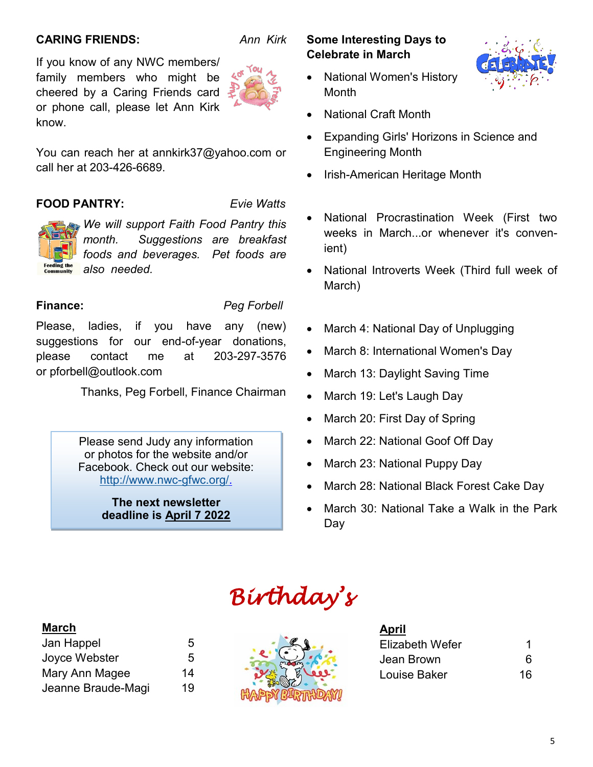**CARING FRIENDS:** *Ann Kirk*

If you know of any NWC members/ family members who might be cheered by a Caring Friends card or phone call, please let Ann Kirk know.

You can reach her at annkirk37@yahoo.com or call her at 203-426-6689.

**FOOD PANTRY:** *Evie Watts*

*We will support Faith Food Pantry this month. Suggestions are breakfast foods and beverages. Pet foods are also needed.*

**Finance:** *Peg Forbell*

Please, ladies, if you have any (new) suggestions for our end-of-year donations, please contact me at 203-297-3576 or pforbell@outlook.com

Thanks, Peg Forbell, Finance Chairman

Please send Judy any information or photos for the website and/or Facebook. Check out our website: http://www.nwc-gfwc.org/.

**The next newsletter deadline is April 7 2022**

**Some Interesting Days to Celebrate in March**

- National Women's History Month
- National Craft Month
- Expanding Girls' Horizons in Science and Engineering Month
- Irish-American Heritage Month
- National Procrastination Week (First two weeks in March...or whenever it's convenient)
- National Introverts Week (Third full week of March)
- March 4: National Day of Unplugging
- March 8: International Women's Day
- March 13: Daylight Saving Time
- March 19: Let's Laugh Day
- March 20: First Day of Spring
- March 22: National Goof Off Day
- March 23: National Puppy Day
- March 28: National Black Forest Cake Day
- March 30: National Take a Walk in the Park Day

# *Birthday's*

| **March** | |
|---|---|
| Jan Happel | 5 |
| Joyce Webster | 5 |
| Mary Ann Magee | 14 |
| Jeanne Braude-Magi | 19 |

| **April** | |
|---|---|
| Elizabeth Wefer | 1 |
| Jean Brown | 6 |
| Louise Baker | 16 |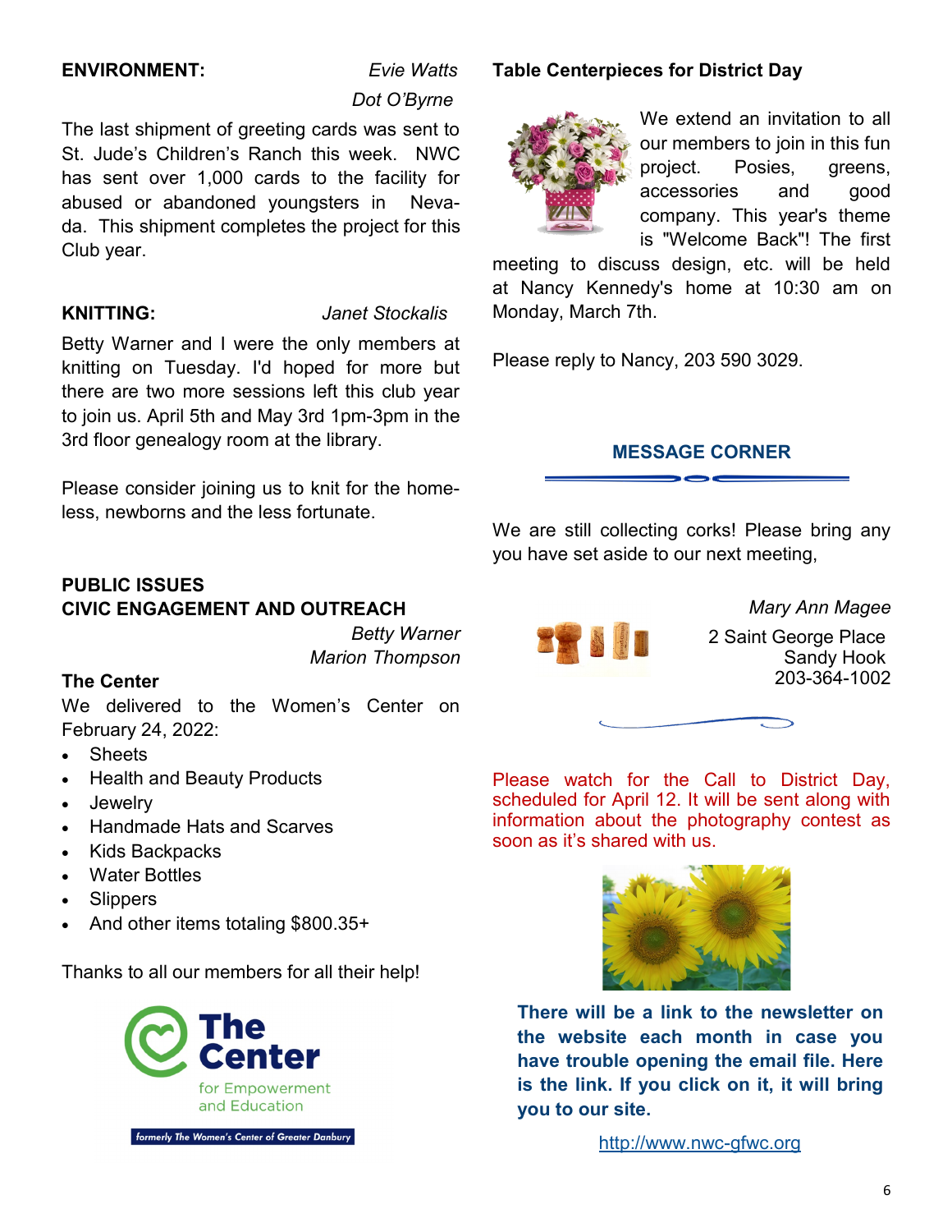**ENVIRONMENT:** *Evie Watts*
*Dot O'Byrne*

The last shipment of greeting cards was sent to St. Jude's Children's Ranch this week. NWC has sent over 1,000 cards to the facility for abused or abandoned youngsters in Nevada. This shipment completes the project for this Club year.

**KNITTING:** *Janet Stockalis*

Betty Warner and I were the only members at knitting on Tuesday. I'd hoped for more but there are two more sessions left this club year to join us. April 5th and May 3rd 1pm-3pm in the 3rd floor genealogy room at the library.

Please consider joining us to knit for the homeless, newborns and the less fortunate.

**PUBLIC ISSUES**
**CIVIC ENGAGEMENT AND OUTREACH**

*Betty Warner*
*Marion Thompson*

**The Center**

We delivered to the Women's Center on February 24, 2022:

- Sheets
- Health and Beauty Products
- Jewelry
- Handmade Hats and Scarves
- Kids Backpacks
- Water Bottles
- Slippers
- And other items totaling $800.35+

Thanks to all our members for all their help!

The Center for Empowerment and Education

formerly The Women's Center of Greater Danbury

**Table Centerpieces for District Day**

We extend an invitation to all our members to join in this fun project. Posies, greens, accessories and good company. This year's theme is "Welcome Back"! The first meeting to discuss design, etc. will be held at Nancy Kennedy's home at 10:30 am on Monday, March 7th.

Please reply to Nancy, 203 590 3029.

**MESSAGE CORNER**

We are still collecting corks! Please bring any you have set aside to our next meeting,

*Mary Ann Magee*
2 Saint George Place
Sandy Hook
203-364-1002

Please watch for the Call to District Day, scheduled for April 12. It will be sent along with information about the photography contest as soon as it's shared with us.

**There will be a link to the newsletter on the website each month in case you have trouble opening the email file. Here is the link. If you click on it, it will bring you to our site.**

http://www.nwc-gfwc.org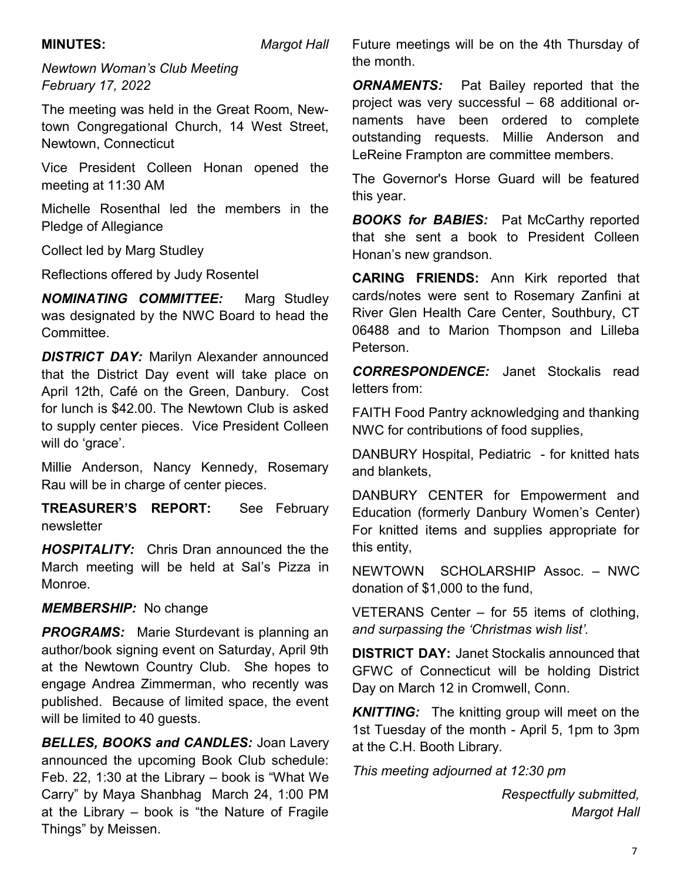**MINUTES:** *Margot Hall*

*Newtown Woman's Club Meeting*
*February 17, 2022*

The meeting was held in the Great Room, Newtown Congregational Church, 14 West Street, Newtown, Connecticut

Vice President Colleen Honan opened the meeting at 11:30 AM

Michelle Rosenthal led the members in the Pledge of Allegiance

Collect led by Marg Studley

Reflections offered by Judy Rosentel

***NOMINATING COMMITTEE:*** Marg Studley was designated by the NWC Board to head the Committee.

***DISTRICT DAY:*** Marilyn Alexander announced that the District Day event will take place on April 12th, Café on the Green, Danbury. Cost for lunch is $42.00. The Newtown Club is asked to supply center pieces. Vice President Colleen will do 'grace'.

Millie Anderson, Nancy Kennedy, Rosemary Rau will be in charge of center pieces.

**TREASURER'S REPORT:** See February newsletter

***HOSPITALITY:*** Chris Dran announced the the March meeting will be held at Sal's Pizza in Monroe.

***MEMBERSHIP:*** No change

***PROGRAMS:*** Marie Sturdevant is planning an author/book signing event on Saturday, April 9th at the Newtown Country Club. She hopes to engage Andrea Zimmerman, who recently was published. Because of limited space, the event will be limited to 40 guests.

***BELLES, BOOKS and CANDLES:*** Joan Lavery announced the upcoming Book Club schedule: Feb. 22, 1:30 at the Library – book is "What We Carry" by Maya Shanbhag March 24, 1:00 PM at the Library – book is "the Nature of Fragile Things" by Meissen.

Future meetings will be on the 4th Thursday of the month.

***ORNAMENTS:*** Pat Bailey reported that the project was very successful – 68 additional ornaments have been ordered to complete outstanding requests. Millie Anderson and LeReine Frampton are committee members.

The Governor's Horse Guard will be featured this year.

***BOOKS for BABIES:*** Pat McCarthy reported that she sent a book to President Colleen Honan's new grandson.

**CARING FRIENDS:** Ann Kirk reported that cards/notes were sent to Rosemary Zanfini at River Glen Health Care Center, Southbury, CT 06488 and to Marion Thompson and Lilleba Peterson.

***CORRESPONDENCE:*** Janet Stockalis read letters from:

FAITH Food Pantry acknowledging and thanking NWC for contributions of food supplies,

DANBURY Hospital, Pediatric - for knitted hats and blankets,

DANBURY CENTER for Empowerment and Education (formerly Danbury Women's Center) For knitted items and supplies appropriate for this entity,

NEWTOWN SCHOLARSHIP Assoc. – NWC donation of $1,000 to the fund,

VETERANS Center – for 55 items of clothing, *and surpassing the 'Christmas wish list'.*

**DISTRICT DAY:** Janet Stockalis announced that GFWC of Connecticut will be holding District Day on March 12 in Cromwell, Conn.

***KNITTING:*** The knitting group will meet on the 1st Tuesday of the month - April 5, 1pm to 3pm at the C.H. Booth Library.

*This meeting adjourned at 12:30 pm*

*Respectfully submitted,*
*Margot Hall*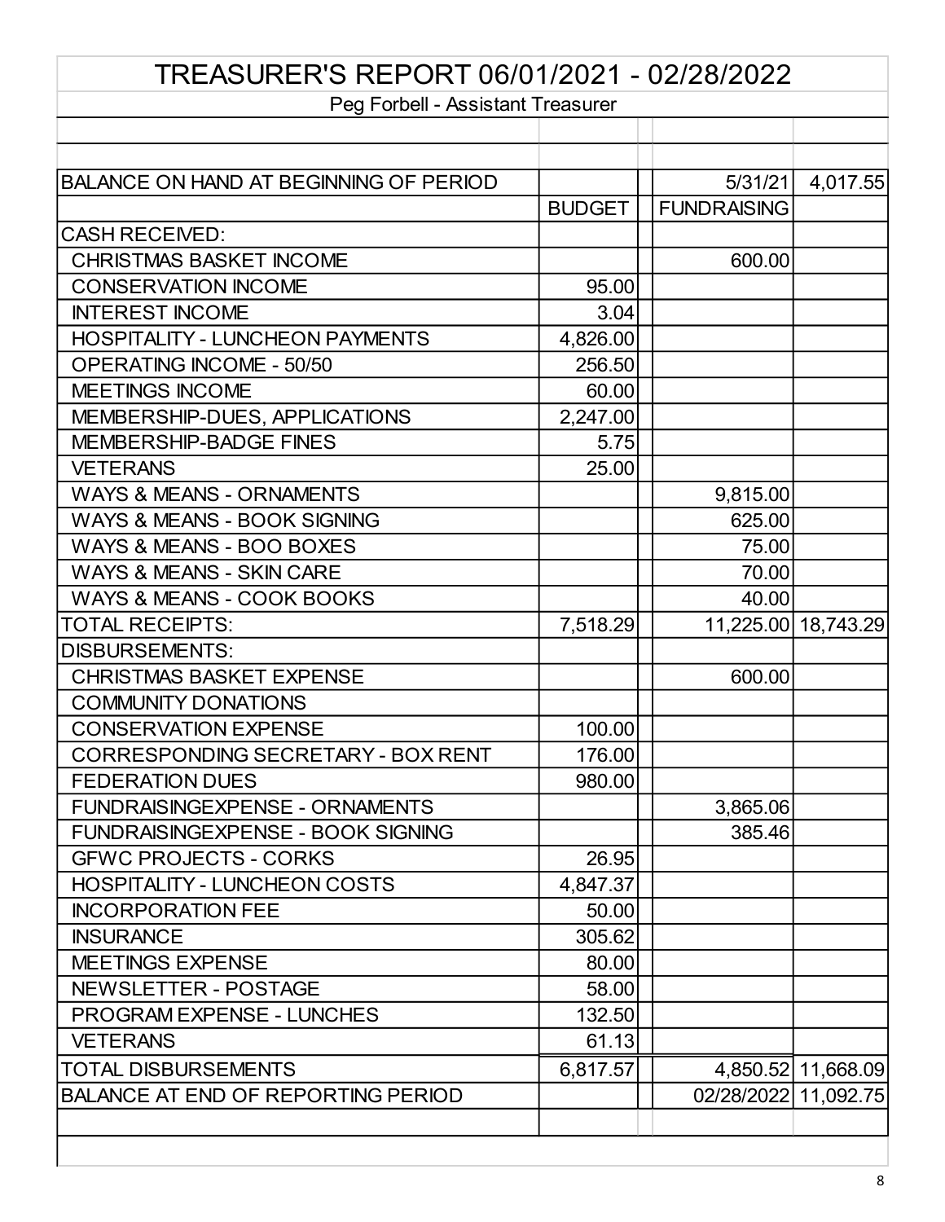# TREASURER'S REPORT 06/01/2021 - 02/28/2022

Peg Forbell - Assistant Treasurer

| | | | |
|---|---|---|---|
| BALANCE ON HAND AT BEGINNING OF PERIOD | | 5/31/21 | 4,017.55 |
| | BUDGET | FUNDRAISING | |
| CASH RECEIVED: | | | |
| CHRISTMAS BASKET INCOME | | 600.00 | |
| CONSERVATION INCOME | 95.00 | | |
| INTEREST INCOME | 3.04 | | |
| HOSPITALITY - LUNCHEON PAYMENTS | 4,826.00 | | |
| OPERATING INCOME - 50/50 | 256.50 | | |
| MEETINGS INCOME | 60.00 | | |
| MEMBERSHIP-DUES, APPLICATIONS | 2,247.00 | | |
| MEMBERSHIP-BADGE FINES | 5.75 | | |
| VETERANS | 25.00 | | |
| WAYS & MEANS - ORNAMENTS | | 9,815.00 | |
| WAYS & MEANS - BOOK SIGNING | | 625.00 | |
| WAYS & MEANS - BOO BOXES | | 75.00 | |
| WAYS & MEANS - SKIN CARE | | 70.00 | |
| WAYS & MEANS - COOK BOOKS | | 40.00 | |
| TOTAL RECEIPTS: | 7,518.29 | 11,225.00 | 18,743.29 |
| DISBURSEMENTS: | | | |
| CHRISTMAS BASKET EXPENSE | | 600.00 | |
| COMMUNITY DONATIONS | | | |
| CONSERVATION EXPENSE | 100.00 | | |
| CORRESPONDING SECRETARY - BOX RENT | 176.00 | | |
| FEDERATION DUES | 980.00 | | |
| FUNDRAISINGEXPENSE - ORNAMENTS | | 3,865.06 | |
| FUNDRAISINGEXPENSE - BOOK SIGNING | | 385.46 | |
| GFWC PROJECTS - CORKS | 26.95 | | |
| HOSPITALITY - LUNCHEON COSTS | 4,847.37 | | |
| INCORPORATION FEE | 50.00 | | |
| INSURANCE | 305.62 | | |
| MEETINGS EXPENSE | 80.00 | | |
| NEWSLETTER - POSTAGE | 58.00 | | |
| PROGRAM EXPENSE - LUNCHES | 132.50 | | |
| VETERANS | 61.13 | | |
| TOTAL DISBURSEMENTS | 6,817.57 | 4,850.52 | 11,668.09 |
| BALANCE AT END OF REPORTING PERIOD | | 02/28/2022 | 11,092.75 |